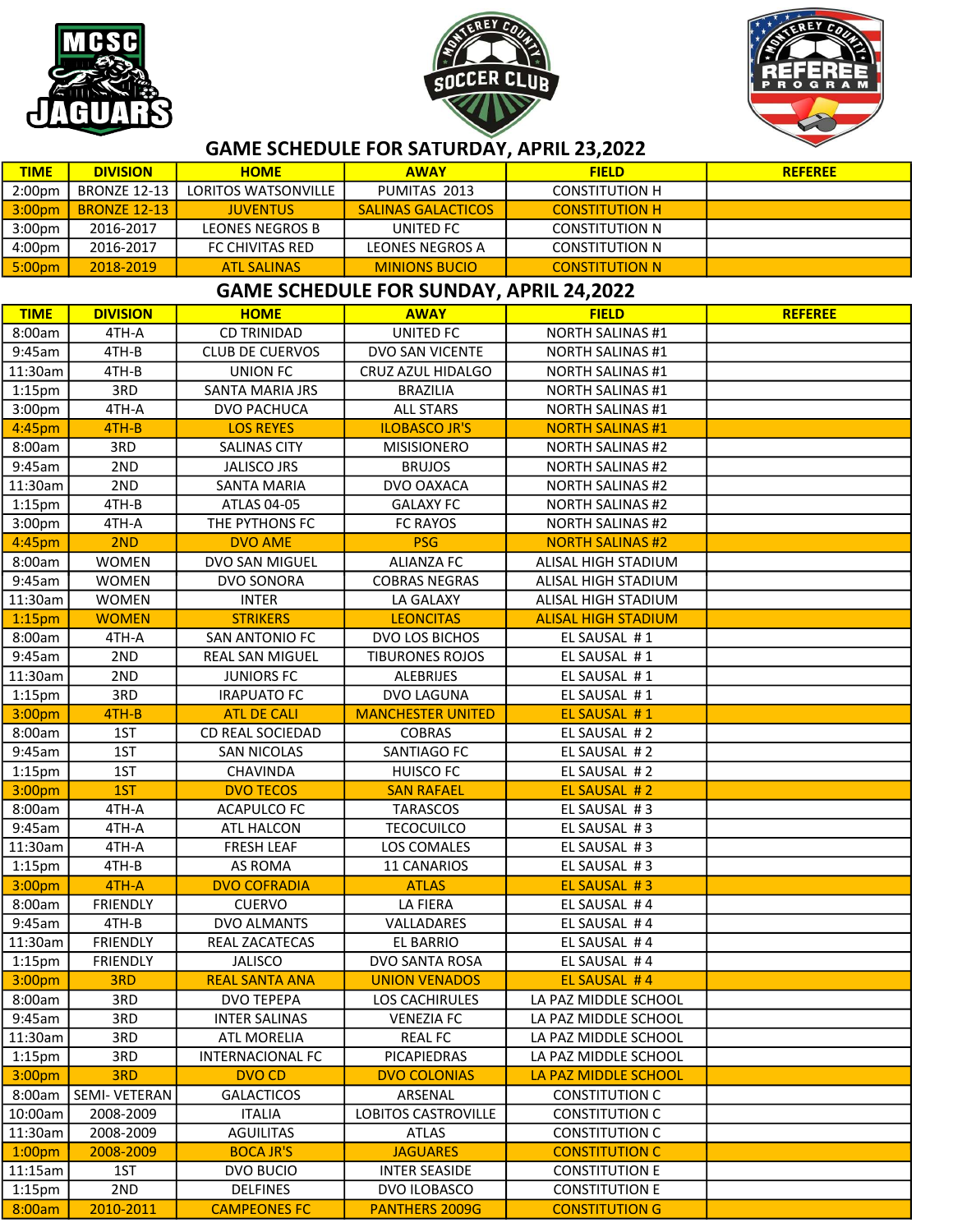## GAME SCHEDULE FOR SATURDAY, APRIL 23,2022

| TIME | DIVISION | HOME | AWAY | FIELD | REFEREE |
|---|---|---|---|---|---|
| 2:00pm | BRONZE 12-13 | LORITOS WATSONVILLE | PUMITAS 2013 | CONSTITUTION H | |
| 3:00pm | BRONZE 12-13 | JUVENTUS | SALINAS GALACTICOS | CONSTITUTION H | |
| 3:00pm | 2016-2017 | LEONES NEGROS B | UNITED FC | CONSTITUTION N | |
| 4:00pm | 2016-2017 | FC CHIVITAS RED | LEONES NEGROS A | CONSTITUTION N | |
| 5:00pm | 2018-2019 | ATL SALINAS | MINIONS BUCIO | CONSTITUTION N | |

## GAME SCHEDULE FOR SUNDAY, APRIL 24,2022

| TIME | DIVISION | HOME | AWAY | FIELD | REFEREE |
|---|---|---|---|---|---|
| 8:00am | 4TH-A | CD TRINIDAD | UNITED FC | NORTH SALINAS #1 | |
| 9:45am | 4TH-B | CLUB DE CUERVOS | DVO SAN VICENTE | NORTH SALINAS #1 | |
| 11:30am | 4TH-B | UNION FC | CRUZ AZUL HIDALGO | NORTH SALINAS #1 | |
| 1:15pm | 3RD | SANTA MARIA JRS | BRAZILIA | NORTH SALINAS #1 | |
| 3:00pm | 4TH-A | DVO PACHUCA | ALL STARS | NORTH SALINAS #1 | |
| 4:45pm | 4TH-B | LOS REYES | ILOBASCO JR'S | NORTH SALINAS #1 | |
| 8:00am | 3RD | SALINAS CITY | MISISIONERO | NORTH SALINAS #2 | |
| 9:45am | 2ND | JALISCO JRS | BRUJOS | NORTH SALINAS #2 | |
| 11:30am | 2ND | SANTA MARIA | DVO OAXACA | NORTH SALINAS #2 | |
| 1:15pm | 4TH-B | ATLAS 04-05 | GALAXY FC | NORTH SALINAS #2 | |
| 3:00pm | 4TH-A | THE PYTHONS FC | FC RAYOS | NORTH SALINAS #2 | |
| 4:45pm | 2ND | DVO AME | PSG | NORTH SALINAS #2 | |
| 8:00am | WOMEN | DVO SAN MIGUEL | ALIANZA FC | ALISAL HIGH STADIUM | |
| 9:45am | WOMEN | DVO SONORA | COBRAS NEGRAS | ALISAL HIGH STADIUM | |
| 11:30am | WOMEN | INTER | LA GALAXY | ALISAL HIGH STADIUM | |
| 1:15pm | WOMEN | STRIKERS | LEONCITAS | ALISAL HIGH STADIUM | |
| 8:00am | 4TH-A | SAN ANTONIO FC | DVO LOS BICHOS | EL SAUSAL # 1 | |
| 9:45am | 2ND | REAL SAN MIGUEL | TIBURONES ROJOS | EL SAUSAL # 1 | |
| 11:30am | 2ND | JUNIORS FC | ALEBRIJES | EL SAUSAL # 1 | |
| 1:15pm | 3RD | IRAPUATO FC | DVO LAGUNA | EL SAUSAL # 1 | |
| 3:00pm | 4TH-B | ATL DE CALI | MANCHESTER UNITED | EL SAUSAL # 1 | |
| 8:00am | 1ST | CD REAL SOCIEDAD | COBRAS | EL SAUSAL # 2 | |
| 9:45am | 1ST | SAN NICOLAS | SANTIAGO FC | EL SAUSAL # 2 | |
| 1:15pm | 1ST | CHAVINDA | HUISCO FC | EL SAUSAL # 2 | |
| 3:00pm | 1ST | DVO TECOS | SAN RAFAEL | EL SAUSAL # 2 | |
| 8:00am | 4TH-A | ACAPULCO FC | TARASCOS | EL SAUSAL # 3 | |
| 9:45am | 4TH-A | ATL HALCON | TECOCUILCO | EL SAUSAL # 3 | |
| 11:30am | 4TH-A | FRESH LEAF | LOS COMALES | EL SAUSAL # 3 | |
| 1:15pm | 4TH-B | AS ROMA | 11 CANARIOS | EL SAUSAL # 3 | |
| 3:00pm | 4TH-A | DVO COFRADIA | ATLAS | EL SAUSAL # 3 | |
| 8:00am | FRIENDLY | CUERVO | LA FIERA | EL SAUSAL # 4 | |
| 9:45am | 4TH-B | DVO ALMANTS | VALLADARES | EL SAUSAL # 4 | |
| 11:30am | FRIENDLY | REAL ZACATECAS | EL BARRIO | EL SAUSAL # 4 | |
| 1:15pm | FRIENDLY | JALISCO | DVO SANTA ROSA | EL SAUSAL # 4 | |
| 3:00pm | 3RD | REAL SANTA ANA | UNION VENADOS | EL SAUSAL # 4 | |
| 8:00am | 3RD | DVO TEPEPA | LOS CACHIRULES | LA PAZ MIDDLE SCHOOL | |
| 9:45am | 3RD | INTER SALINAS | VENEZIA FC | LA PAZ MIDDLE SCHOOL | |
| 11:30am | 3RD | ATL MORELIA | REAL FC | LA PAZ MIDDLE SCHOOL | |
| 1:15pm | 3RD | INTERNACIONAL FC | PICAPIEDRAS | LA PAZ MIDDLE SCHOOL | |
| 3:00pm | 3RD | DVO CD | DVO COLONIAS | LA PAZ MIDDLE SCHOOL | |
| 8:00am | SEMI- VETERAN | GALACTICOS | ARSENAL | CONSTITUTION C | |
| 10:00am | 2008-2009 | ITALIA | LOBITOS CASTROVILLE | CONSTITUTION C | |
| 11:30am | 2008-2009 | AGUILITAS | ATLAS | CONSTITUTION C | |
| 1:00pm | 2008-2009 | BOCA JR'S | JAGUARES | CONSTITUTION C | |
| 11:15am | 1ST | DVO BUCIO | INTER SEASIDE | CONSTITUTION E | |
| 1:15pm | 2ND | DELFINES | DVO ILOBASCO | CONSTITUTION E | |
| 8:00am | 2010-2011 | CAMPEONES FC | PANTHERS 2009G | CONSTITUTION G | |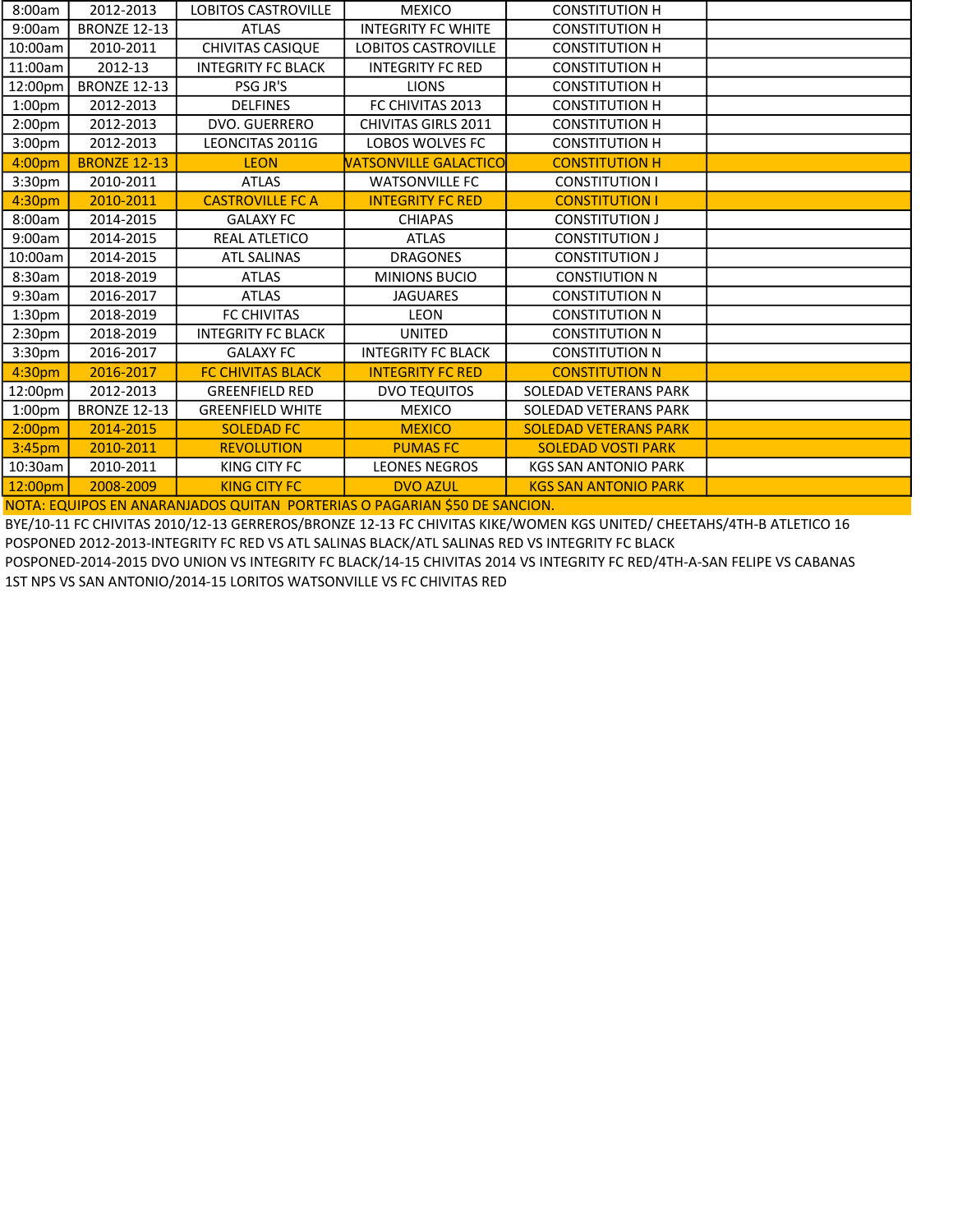| | | | | | |
|---|---|---|---|---|---|
| 8:00am | 2012-2013 | LOBITOS CASTROVILLE | MEXICO | CONSTITUTION H | |
| 9:00am | BRONZE 12-13 | ATLAS | INTEGRITY FC WHITE | CONSTITUTION H | |
| 10:00am | 2010-2011 | CHIVITAS CASIQUE | LOBITOS CASTROVILLE | CONSTITUTION H | |
| 11:00am | 2012-13 | INTEGRITY FC BLACK | INTEGRITY FC RED | CONSTITUTION H | |
| 12:00pm | BRONZE 12-13 | PSG JR'S | LIONS | CONSTITUTION H | |
| 1:00pm | 2012-2013 | DELFINES | FC CHIVITAS 2013 | CONSTITUTION H | |
| 2:00pm | 2012-2013 | DVO. GUERRERO | CHIVITAS GIRLS 2011 | CONSTITUTION H | |
| 3:00pm | 2012-2013 | LEONCITAS 2011G | LOBOS WOLVES FC | CONSTITUTION H | |
| 4:00pm | BRONZE 12-13 | LEON | WATSONVILLE GALACTICO | CONSTITUTION H | |
| 3:30pm | 2010-2011 | ATLAS | WATSONVILLE FC | CONSTITUTION I | |
| 4:30pm | 2010-2011 | CASTROVILLE FC A | INTEGRITY FC RED | CONSTITUTION I | |
| 8:00am | 2014-2015 | GALAXY FC | CHIAPAS | CONSTITUTION J | |
| 9:00am | 2014-2015 | REAL ATLETICO | ATLAS | CONSTITUTION J | |
| 10:00am | 2014-2015 | ATL SALINAS | DRAGONES | CONSTITUTION J | |
| 8:30am | 2018-2019 | ATLAS | MINIONS BUCIO | CONSTIUTION N | |
| 9:30am | 2016-2017 | ATLAS | JAGUARES | CONSTITUTION N | |
| 1:30pm | 2018-2019 | FC CHIVITAS | LEON | CONSTITUTION N | |
| 2:30pm | 2018-2019 | INTEGRITY FC BLACK | UNITED | CONSTITUTION N | |
| 3:30pm | 2016-2017 | GALAXY FC | INTEGRITY FC BLACK | CONSTITUTION N | |
| 4:30pm | 2016-2017 | FC CHIVITAS BLACK | INTEGRITY FC RED | CONSTITUTION N | |
| 12:00pm | 2012-2013 | GREENFIELD RED | DVO TEQUITOS | SOLEDAD VETERANS PARK | |
| 1:00pm | BRONZE 12-13 | GREENFIELD WHITE | MEXICO | SOLEDAD VETERANS PARK | |
| 2:00pm | 2014-2015 | SOLEDAD FC | MEXICO | SOLEDAD VETERANS PARK | |
| 3:45pm | 2010-2011 | REVOLUTION | PUMAS FC | SOLEDAD VOSTI PARK | |
| 10:30am | 2010-2011 | KING CITY FC | LEONES NEGROS | KGS SAN ANTONIO PARK | |
| 12:00pm | 2008-2009 | KING CITY FC | DVO AZUL | KGS SAN ANTONIO PARK | |

NOTA: EQUIPOS EN ANARANJADOS QUITAN PORTERIAS O PAGARIAN $50 DE SANCION.

BYE/10-11 FC CHIVITAS 2010/12-13 GERREROS/BRONZE 12-13 FC CHIVITAS KIKE/WOMEN KGS UNITED/ CHEETAHS/4TH-B ATLETICO 16

POSPONED 2012-2013-INTEGRITY FC RED VS ATL SALINAS BLACK/ATL SALINAS RED VS INTEGRITY FC BLACK

POSPONED-2014-2015 DVO UNION VS INTEGRITY FC BLACK/14-15 CHIVITAS 2014 VS INTEGRITY FC RED/4TH-A-SAN FELIPE VS CABANAS

1ST NPS VS SAN ANTONIO/2014-15 LORITOS WATSONVILLE VS FC CHIVITAS RED